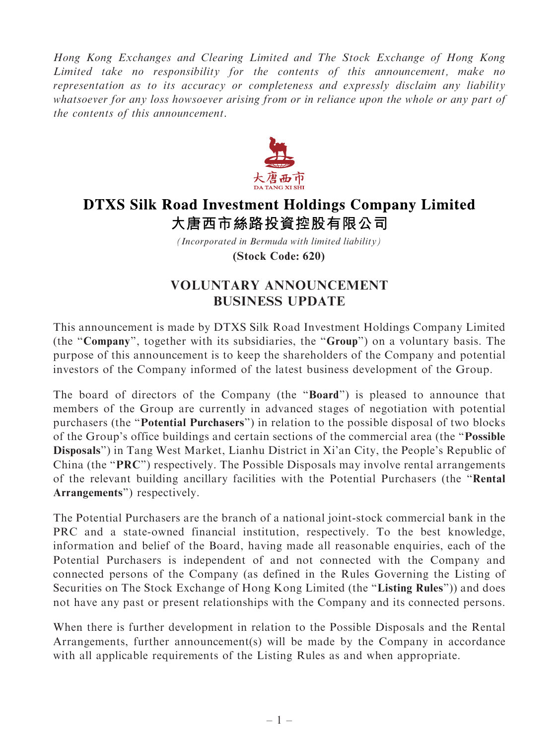*Hong Kong Exchanges and Clearing Limited and The Stock Exchange of Hong Kong Limited take no responsibility for the contents of this announcement, make no representation as to its accuracy or completeness and expressly disclaim any liability whatsoever for any loss howsoever arising from or in reliance upon the whole or any part of the contents of this announcement.*

# DTXS Silk Road Investment Holdings Company Limited
# 大唐西市絲路投資控股有限公司

*(Incorporated in Bermuda with limited liability)*

**(Stock Code: 620)**

## VOLUNTARY ANNOUNCEMENT
## BUSINESS UPDATE

This announcement is made by DTXS Silk Road Investment Holdings Company Limited (the "**Company**", together with its subsidiaries, the "**Group**") on a voluntary basis. The purpose of this announcement is to keep the shareholders of the Company and potential investors of the Company informed of the latest business development of the Group.

The board of directors of the Company (the "**Board**") is pleased to announce that members of the Group are currently in advanced stages of negotiation with potential purchasers (the "**Potential Purchasers**") in relation to the possible disposal of two blocks of the Group's office buildings and certain sections of the commercial area (the "**Possible Disposals**") in Tang West Market, Lianhu District in Xi'an City, the People's Republic of China (the "**PRC**") respectively. The Possible Disposals may involve rental arrangements of the relevant building ancillary facilities with the Potential Purchasers (the "**Rental Arrangements**") respectively.

The Potential Purchasers are the branch of a national joint-stock commercial bank in the PRC and a state-owned financial institution, respectively. To the best knowledge, information and belief of the Board, having made all reasonable enquiries, each of the Potential Purchasers is independent of and not connected with the Company and connected persons of the Company (as defined in the Rules Governing the Listing of Securities on The Stock Exchange of Hong Kong Limited (the "**Listing Rules**")) and does not have any past or present relationships with the Company and its connected persons.

When there is further development in relation to the Possible Disposals and the Rental Arrangements, further announcement(s) will be made by the Company in accordance with all applicable requirements of the Listing Rules as and when appropriate.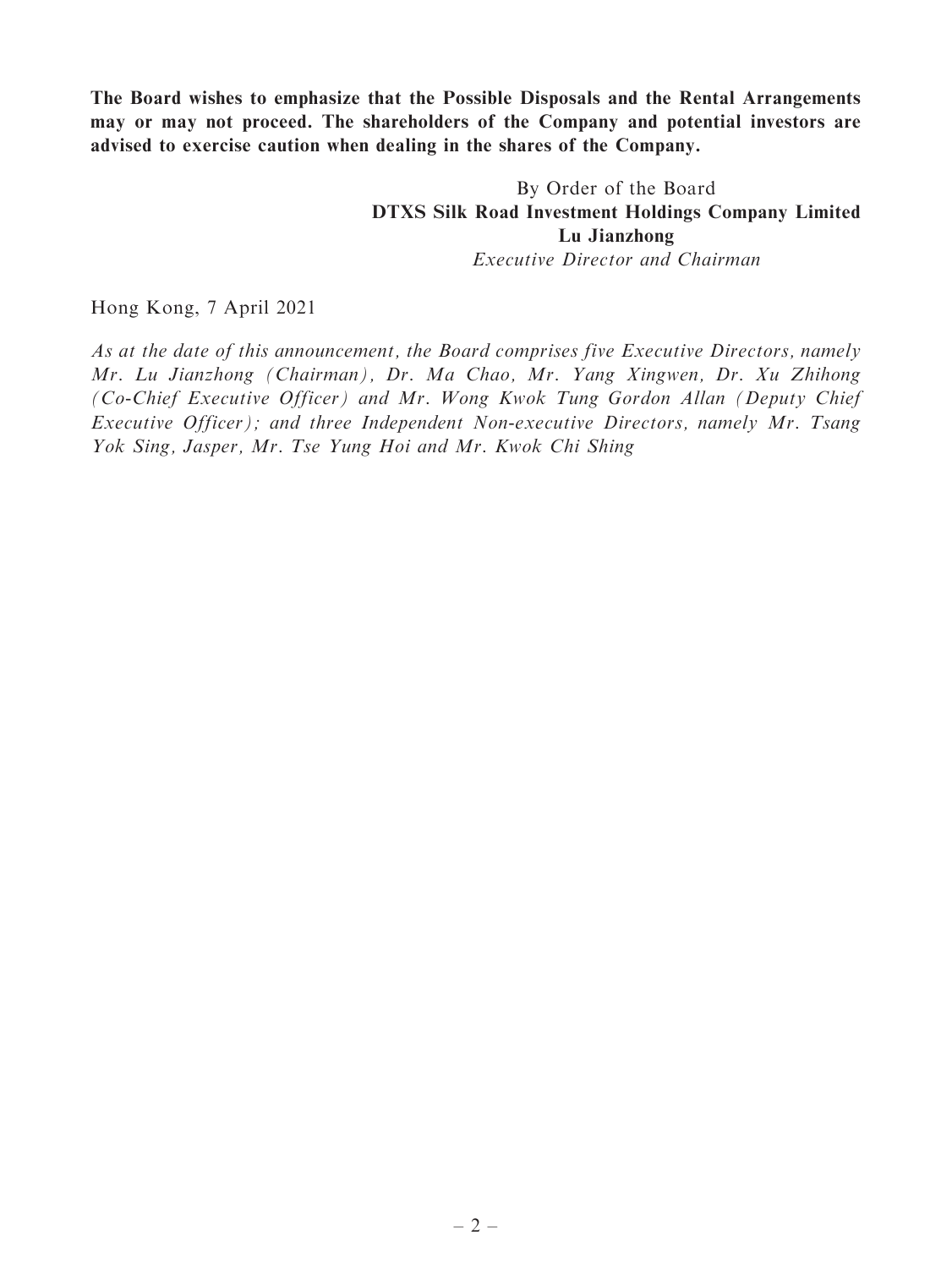**The Board wishes to emphasize that the Possible Disposals and the Rental Arrangements may or may not proceed. The shareholders of the Company and potential investors are advised to exercise caution when dealing in the shares of the Company.**

By Order of the Board
**DTXS Silk Road Investment Holdings Company Limited**
**Lu Jianzhong**
*Executive Director and Chairman*

Hong Kong, 7 April 2021

*As at the date of this announcement, the Board comprises five Executive Directors, namely Mr. Lu Jianzhong (Chairman), Dr. Ma Chao, Mr. Yang Xingwen, Dr. Xu Zhihong (Co-Chief Executive Officer) and Mr. Wong Kwok Tung Gordon Allan (Deputy Chief Executive Officer); and three Independent Non-executive Directors, namely Mr. Tsang Yok Sing, Jasper, Mr. Tse Yung Hoi and Mr. Kwok Chi Shing*